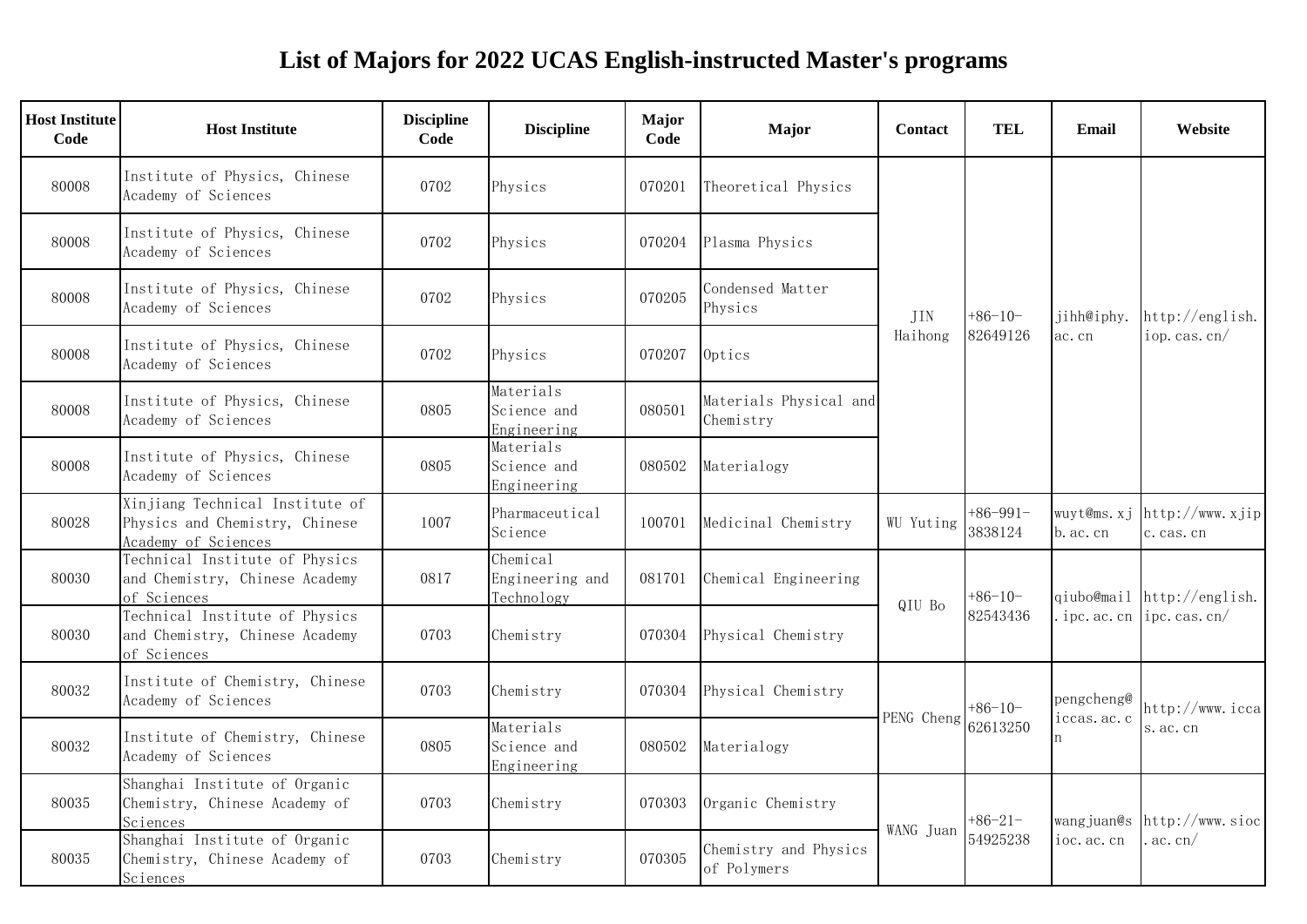# List of Majors for 2022 UCAS English-instructed Master's programs

| Host Institute Code | Host Institute | Discipline Code | Discipline | Major Code | Major | Contact | TEL | Email | Website |
|---|---|---|---|---|---|---|---|---|---|
| 80008 | Institute of Physics, Chinese Academy of Sciences | 0702 | Physics | 070201 | Theoretical Physics | JIN Haihong | +86-10-82649126 | jihh@iphy.ac.cn | http://english.iop.cas.cn/ |
| 80008 | Institute of Physics, Chinese Academy of Sciences | 0702 | Physics | 070204 | Plasma Physics | | | | |
| 80008 | Institute of Physics, Chinese Academy of Sciences | 0702 | Physics | 070205 | Condensed Matter Physics | | | | |
| 80008 | Institute of Physics, Chinese Academy of Sciences | 0702 | Physics | 070207 | Optics | | | | |
| 80008 | Institute of Physics, Chinese Academy of Sciences | 0805 | Materials Science and Engineering | 080501 | Materials Physical and Chemistry | | | | |
| 80008 | Institute of Physics, Chinese Academy of Sciences | 0805 | Materials Science and Engineering | 080502 | Materialogy | | | | |
| 80028 | Xinjiang Technical Institute of Physics and Chemistry, Chinese Academy of Sciences | 1007 | Pharmaceutical Science | 100701 | Medicinal Chemistry | WU Yuting | +86-991-3838124 | wuyt@ms.xjb.ac.cn | http://www.xjipc.cas.cn |
| 80030 | Technical Institute of Physics and Chemistry, Chinese Academy of Sciences | 0817 | Chemical Engineering and Technology | 081701 | Chemical Engineering | QIU Bo | +86-10-82543436 | qiubo@mail.ipc.ac.cn | http://english.ipc.cas.cn/ |
| 80030 | Technical Institute of Physics and Chemistry, Chinese Academy of Sciences | 0703 | Chemistry | 070304 | Physical Chemistry | | | | |
| 80032 | Institute of Chemistry, Chinese Academy of Sciences | 0703 | Chemistry | 070304 | Physical Chemistry | PENG Cheng | +86-10-62613250 | pengcheng@iccas.ac.cn | http://www.iccas.ac.cn |
| 80032 | Institute of Chemistry, Chinese Academy of Sciences | 0805 | Materials Science and Engineering | 080502 | Materialogy | | | | |
| 80035 | Shanghai Institute of Organic Chemistry, Chinese Academy of Sciences | 0703 | Chemistry | 070303 | Organic Chemistry | WANG Juan | +86-21-54925238 | wangjuan@sioc.ac.cn | http://www.sioc.ac.cn/ |
| 80035 | Shanghai Institute of Organic Chemistry, Chinese Academy of Sciences | 0703 | Chemistry | 070305 | Chemistry and Physics of Polymers | | | | |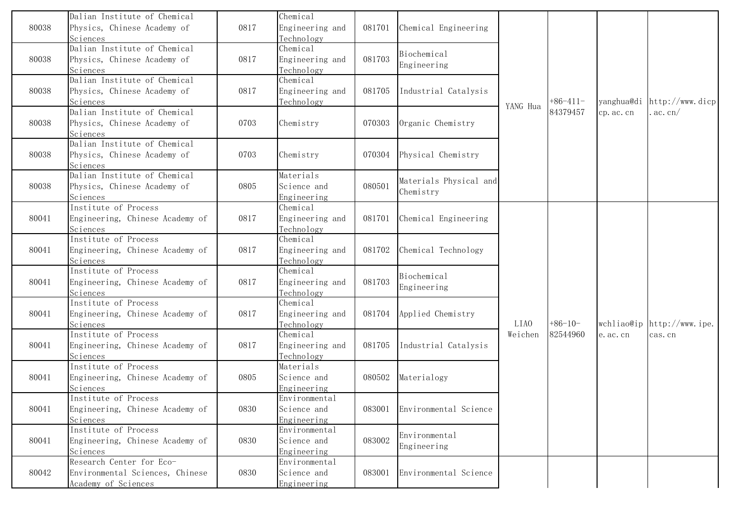| | | | | | | | | | |
|---|---|---|---|---|---|---|---|---|---|
| 80038 | Dalian Institute of Chemical Physics, Chinese Academy of Sciences | 0817 | Chemical Engineering and Technology | 081701 | Chemical Engineering | YANG Hua | +86-411-84379457 | yanghua@dicp.ac.cn | http://www.dicp.ac.cn/ |
| 80038 | Dalian Institute of Chemical Physics, Chinese Academy of Sciences | 0817 | Chemical Engineering and Technology | 081703 | Biochemical Engineering | | | | |
| 80038 | Dalian Institute of Chemical Physics, Chinese Academy of Sciences | 0817 | Chemical Engineering and Technology | 081705 | Industrial Catalysis | | | | |
| 80038 | Dalian Institute of Chemical Physics, Chinese Academy of Sciences | 0703 | Chemistry | 070303 | Organic Chemistry | | | | |
| 80038 | Dalian Institute of Chemical Physics, Chinese Academy of Sciences | 0703 | Chemistry | 070304 | Physical Chemistry | | | | |
| 80038 | Dalian Institute of Chemical Physics, Chinese Academy of Sciences | 0805 | Materials Science and Engineering | 080501 | Materials Physical and Chemistry | | | | |
| 80041 | Institute of Process Engineering, Chinese Academy of Sciences | 0817 | Chemical Engineering and Technology | 081701 | Chemical Engineering | LIAO Weichen | +86-10-82544960 | wchliao@ipe.ac.cn | http://www.ipe.cas.cn |
| 80041 | Institute of Process Engineering, Chinese Academy of Sciences | 0817 | Chemical Engineering and Technology | 081702 | Chemical Technology | | | | |
| 80041 | Institute of Process Engineering, Chinese Academy of Sciences | 0817 | Chemical Engineering and Technology | 081703 | Biochemical Engineering | | | | |
| 80041 | Institute of Process Engineering, Chinese Academy of Sciences | 0817 | Chemical Engineering and Technology | 081704 | Applied Chemistry | | | | |
| 80041 | Institute of Process Engineering, Chinese Academy of Sciences | 0817 | Chemical Engineering and Technology | 081705 | Industrial Catalysis | | | | |
| 80041 | Institute of Process Engineering, Chinese Academy of Sciences | 0805 | Materials Science and Engineering | 080502 | Materialogy | | | | |
| 80041 | Institute of Process Engineering, Chinese Academy of Sciences | 0830 | Environmental Science and Engineering | 083001 | Environmental Science | | | | |
| 80041 | Institute of Process Engineering, Chinese Academy of Sciences | 0830 | Environmental Science and Engineering | 083002 | Environmental Engineering | | | | |
| 80042 | Research Center for Eco-Environmental Sciences, Chinese Academy of Sciences | 0830 | Environmental Science and Engineering | 083001 | Environmental Science | | | | |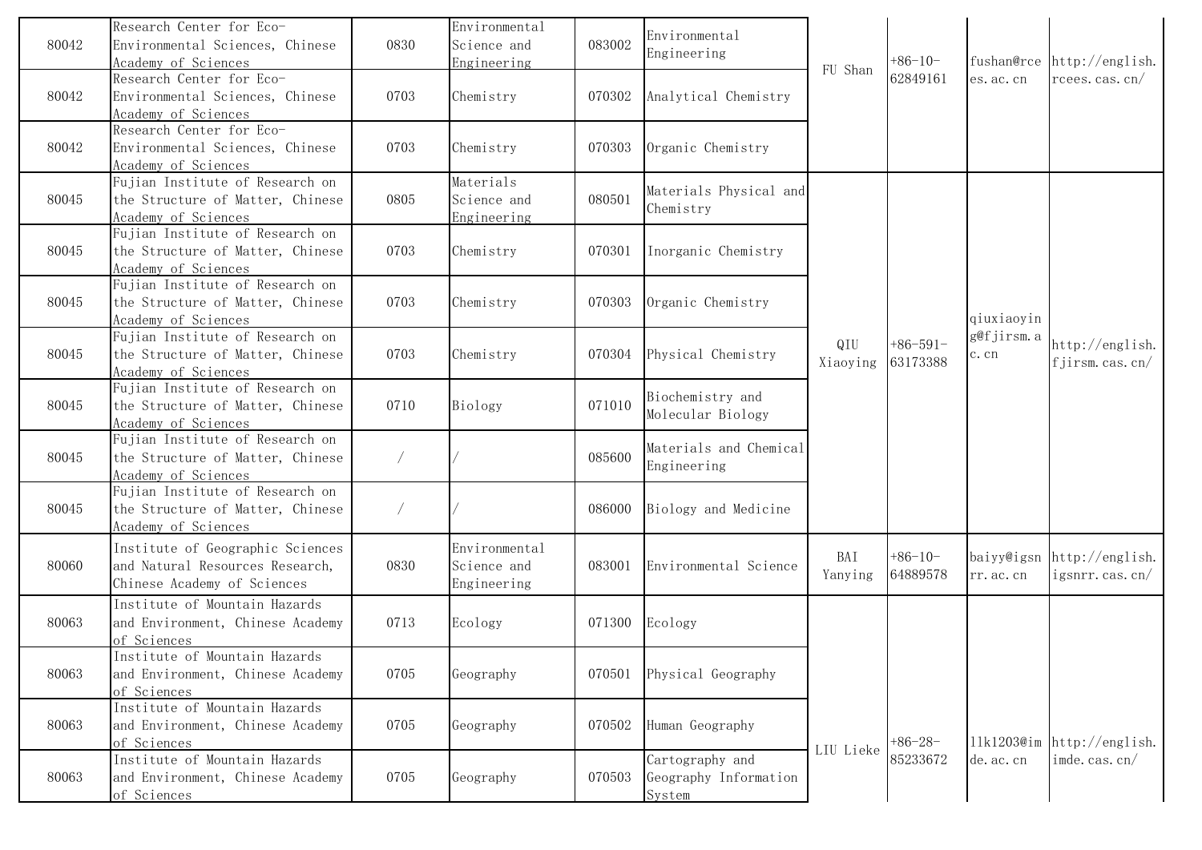| | | | | | | | | | |
|---|---|---|---|---|---|---|---|---|---|
| 80042 | Research Center for Eco-Environmental Sciences, Chinese Academy of Sciences | 0830 | Environmental Science and Engineering | 083002 | Environmental Engineering | FU Shan | +86-10-62849161 | fushan@rcees.ac.cn | http://english.rcees.cas.cn/ |
| 80042 | Research Center for Eco-Environmental Sciences, Chinese Academy of Sciences | 0703 | Chemistry | 070302 | Analytical Chemistry | | | | |
| 80042 | Research Center for Eco-Environmental Sciences, Chinese Academy of Sciences | 0703 | Chemistry | 070303 | Organic Chemistry | | | | |
| 80045 | Fujian Institute of Research on the Structure of Matter, Chinese Academy of Sciences | 0805 | Materials Science and Engineering | 080501 | Materials Physical and Chemistry | QIU Xiaoying | +86-591-63173388 | qiuxiaoying@fjirsm.ac.cn | http://english.fjirsm.cas.cn/ |
| 80045 | Fujian Institute of Research on the Structure of Matter, Chinese Academy of Sciences | 0703 | Chemistry | 070301 | Inorganic Chemistry | | | | |
| 80045 | Fujian Institute of Research on the Structure of Matter, Chinese Academy of Sciences | 0703 | Chemistry | 070303 | Organic Chemistry | | | | |
| 80045 | Fujian Institute of Research on the Structure of Matter, Chinese Academy of Sciences | 0703 | Chemistry | 070304 | Physical Chemistry | | | | |
| 80045 | Fujian Institute of Research on the Structure of Matter, Chinese Academy of Sciences | 0710 | Biology | 071010 | Biochemistry and Molecular Biology | | | | |
| 80045 | Fujian Institute of Research on the Structure of Matter, Chinese Academy of Sciences | / | / | 085600 | Materials and Chemical Engineering | | | | |
| 80045 | Fujian Institute of Research on the Structure of Matter, Chinese Academy of Sciences | / | / | 086000 | Biology and Medicine | | | | |
| 80060 | Institute of Geographic Sciences and Natural Resources Research, Chinese Academy of Sciences | 0830 | Environmental Science and Engineering | 083001 | Environmental Science | BAI Yanying | +86-10-64889578 | baiyy@igsnrr.ac.cn | http://english.igsnrr.cas.cn/ |
| 80063 | Institute of Mountain Hazards and Environment, Chinese Academy of Sciences | 0713 | Ecology | 071300 | Ecology | LIU Lieke | +86-28-85233672 | llk1203@imde.ac.cn | http://english.imde.cas.cn/ |
| 80063 | Institute of Mountain Hazards and Environment, Chinese Academy of Sciences | 0705 | Geography | 070501 | Physical Geography | | | | |
| 80063 | Institute of Mountain Hazards and Environment, Chinese Academy of Sciences | 0705 | Geography | 070502 | Human Geography | | | | |
| 80063 | Institute of Mountain Hazards and Environment, Chinese Academy of Sciences | 0705 | Geography | 070503 | Cartography and Geography Information System | | | | |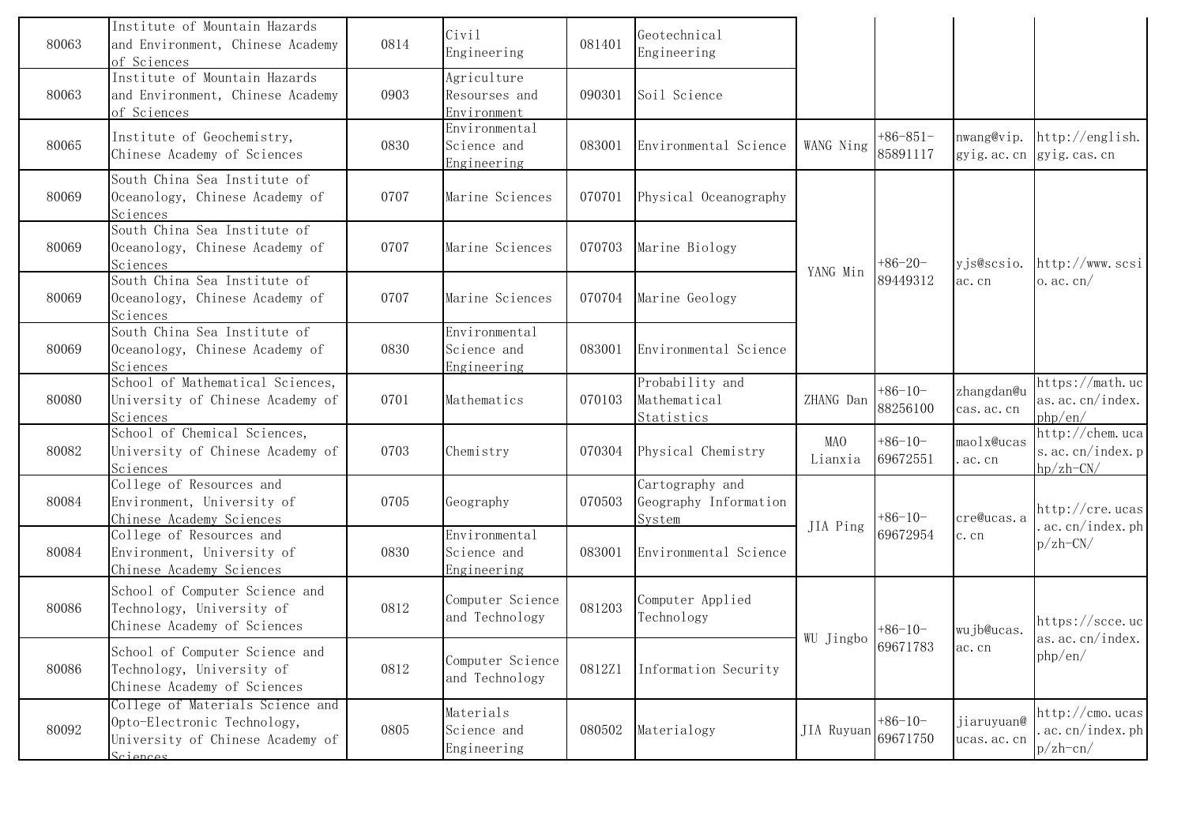| | | | | | | | | | |
|---|---|---|---|---|---|---|---|---|---|
| 80063 | Institute of Mountain Hazards and Environment, Chinese Academy of Sciences | 0814 | Civil Engineering | 081401 | Geotechnical Engineering | | | | |
| 80063 | Institute of Mountain Hazards and Environment, Chinese Academy of Sciences | 0903 | Agriculture Resourses and Environment | 090301 | Soil Science | | | | |
| 80065 | Institute of Geochemistry, Chinese Academy of Sciences | 0830 | Environmental Science and Engineering | 083001 | Environmental Science | WANG Ning | +86-851-85891117 | nwang@vip.gyig.ac.cn | http://english.gyig.cas.cn |
| 80069 | South China Sea Institute of Oceanology, Chinese Academy of Sciences | 0707 | Marine Sciences | 070701 | Physical Oceanography | YANG Min | +86-20-89449312 | yjs@scsio.ac.cn | http://www.scsio.ac.cn/ |
| 80069 | South China Sea Institute of Oceanology, Chinese Academy of Sciences | 0707 | Marine Sciences | 070703 | Marine Biology | | | | |
| 80069 | South China Sea Institute of Oceanology, Chinese Academy of Sciences | 0707 | Marine Sciences | 070704 | Marine Geology | | | | |
| 80069 | South China Sea Institute of Oceanology, Chinese Academy of Sciences | 0830 | Environmental Science and Engineering | 083001 | Environmental Science | | | | |
| 80080 | School of Mathematical Sciences, University of Chinese Academy of Sciences | 0701 | Mathematics | 070103 | Probability and Mathematical Statistics | ZHANG Dan | +86-10-88256100 | zhangdan@ucas.ac.cn | https://math.ucas.ac.cn/index.php/en/ |
| 80082 | School of Chemical Sciences, University of Chinese Academy of Sciences | 0703 | Chemistry | 070304 | Physical Chemistry | MAO Lianxia | +86-10-69672551 | maolx@ucas.ac.cn | http://chem.ucas.ac.cn/index.php/zh-CN/ |
| 80084 | College of Resources and Environment, University of Chinese Academy Sciences | 0705 | Geography | 070503 | Cartography and Geography Information System | JIA Ping | +86-10-69672954 | cre@ucas.ac.cn | http://cre.ucas.ac.cn/index.php/zh-CN/ |
| 80084 | College of Resources and Environment, University of Chinese Academy Sciences | 0830 | Environmental Science and Engineering | 083001 | Environmental Science | | | | |
| 80086 | School of Computer Science and Technology, University of Chinese Academy of Sciences | 0812 | Computer Science and Technology | 081203 | Computer Applied Technology | WU Jingbo | +86-10-69671783 | wujb@ucas.ac.cn | https://scce.ucas.ac.cn/index.php/en/ |
| 80086 | School of Computer Science and Technology, University of Chinese Academy of Sciences | 0812 | Computer Science and Technology | 0812Z1 | Information Security | | | | |
| 80092 | College of Materials Science and Opto-Electronic Technology, University of Chinese Academy of Sciences | 0805 | Materials Science and Engineering | 080502 | Materialogy | JIA Ruyuan | +86-10-69671750 | jiaruyuan@ucas.ac.cn | http://cmo.ucas.ac.cn/index.php/zh-cn/ |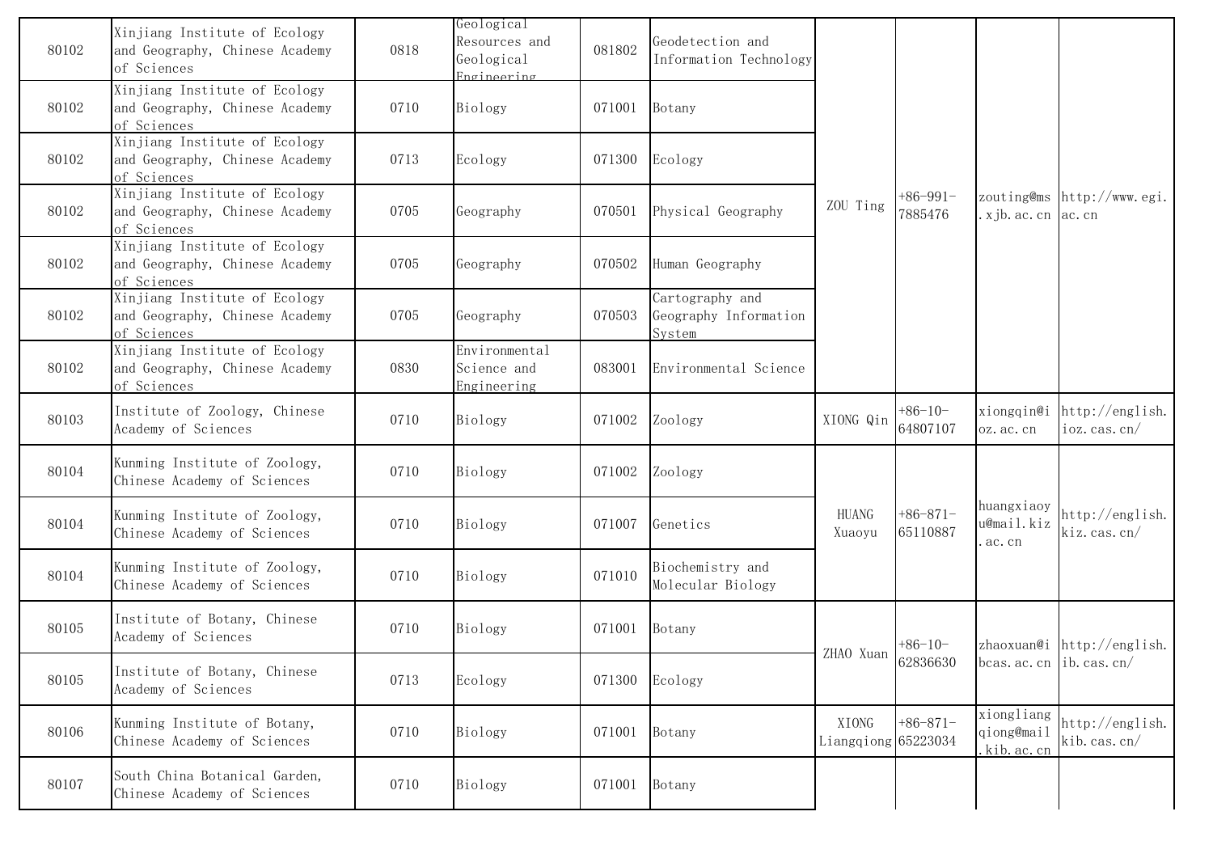| 80102 | Xinjiang Institute of Ecology and Geography, Chinese Academy of Sciences | 0818 | Geological Resources and Geological Engineering | 081802 | Geodetection and Information Technology | ZOU Ting | +86-991-7885476 | zouting@ms.xjb.ac.cn | http://www.egi.ac.cn |
|---|---|---|---|---|---|---|---|---|---|
| 80102 | Xinjiang Institute of Ecology and Geography, Chinese Academy of Sciences | 0710 | Biology | 071001 | Botany | | | | |
| 80102 | Xinjiang Institute of Ecology and Geography, Chinese Academy of Sciences | 0713 | Ecology | 071300 | Ecology | | | | |
| 80102 | Xinjiang Institute of Ecology and Geography, Chinese Academy of Sciences | 0705 | Geography | 070501 | Physical Geography | | | | |
| 80102 | Xinjiang Institute of Ecology and Geography, Chinese Academy of Sciences | 0705 | Geography | 070502 | Human Geography | | | | |
| 80102 | Xinjiang Institute of Ecology and Geography, Chinese Academy of Sciences | 0705 | Geography | 070503 | Cartography and Geography Information System | | | | |
| 80102 | Xinjiang Institute of Ecology and Geography, Chinese Academy of Sciences | 0830 | Environmental Science and Engineering | 083001 | Environmental Science | | | | |
| 80103 | Institute of Zoology, Chinese Academy of Sciences | 0710 | Biology | 071002 | Zoology | XIONG Qin | +86-10-64807107 | xiongqin@ioz.ac.cn | http://english.ioz.cas.cn/ |
| 80104 | Kunming Institute of Zoology, Chinese Academy of Sciences | 0710 | Biology | 071002 | Zoology | HUANG Xuaoyu | +86-871-65110887 | huangxiaoyu@mail.kiz.ac.cn | http://english.kiz.cas.cn/ |
| 80104 | Kunming Institute of Zoology, Chinese Academy of Sciences | 0710 | Biology | 071007 | Genetics | | | | |
| 80104 | Kunming Institute of Zoology, Chinese Academy of Sciences | 0710 | Biology | 071010 | Biochemistry and Molecular Biology | | | | |
| 80105 | Institute of Botany, Chinese Academy of Sciences | 0710 | Biology | 071001 | Botany | ZHAO Xuan | +86-10-62836630 | zhaoxuan@ibcas.ac.cn | http://english.ib.cas.cn/ |
| 80105 | Institute of Botany, Chinese Academy of Sciences | 0713 | Ecology | 071300 | Ecology | | | | |
| 80106 | Kunming Institute of Botany, Chinese Academy of Sciences | 0710 | Biology | 071001 | Botany | XIONG Liangqiong | +86-871-65223034 | xiongliangqiong@mail.kib.ac.cn | http://english.kib.cas.cn/ |
| 80107 | South China Botanical Garden, Chinese Academy of Sciences | 0710 | Biology | 071001 | Botany | | | | |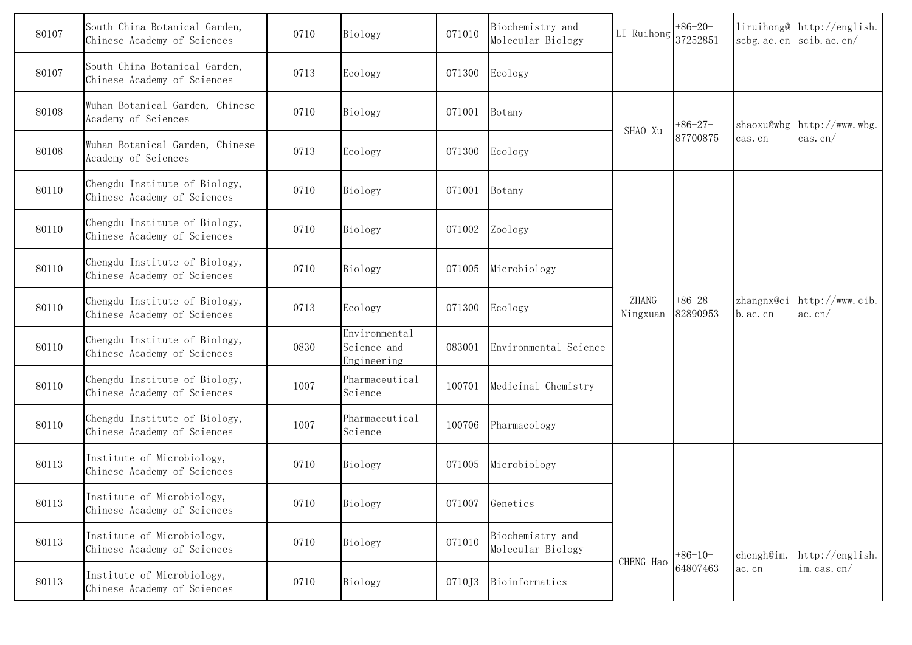| 80107 | South China Botanical Garden, Chinese Academy of Sciences | 0710 | Biology | 071010 | Biochemistry and Molecular Biology | LI Ruihong | +86-20-37252851 | liruihong@scbg.ac.cn | http://english.scib.ac.cn/ |
|---|---|---|---|---|---|---|---|---|---|
| 80107 | South China Botanical Garden, Chinese Academy of Sciences | 0713 | Ecology | 071300 | Ecology | | | | |
| 80108 | Wuhan Botanical Garden, Chinese Academy of Sciences | 0710 | Biology | 071001 | Botany | SHAO Xu | +86-27-87700875 | shaoxu@wbgcas.cn | http://www.wbg.cas.cn/ |
| 80108 | Wuhan Botanical Garden, Chinese Academy of Sciences | 0713 | Ecology | 071300 | Ecology | | | | |
| 80110 | Chengdu Institute of Biology, Chinese Academy of Sciences | 0710 | Biology | 071001 | Botany | ZHANG Ningxuan | +86-28-82890953 | zhangnx@cib.ac.cn | http://www.cib.ac.cn/ |
| 80110 | Chengdu Institute of Biology, Chinese Academy of Sciences | 0710 | Biology | 071002 | Zoology | | | | |
| 80110 | Chengdu Institute of Biology, Chinese Academy of Sciences | 0710 | Biology | 071005 | Microbiology | | | | |
| 80110 | Chengdu Institute of Biology, Chinese Academy of Sciences | 0713 | Ecology | 071300 | Ecology | | | | |
| 80110 | Chengdu Institute of Biology, Chinese Academy of Sciences | 0830 | Environmental Science and Engineering | 083001 | Environmental Science | | | | |
| 80110 | Chengdu Institute of Biology, Chinese Academy of Sciences | 1007 | Pharmaceutical Science | 100701 | Medicinal Chemistry | | | | |
| 80110 | Chengdu Institute of Biology, Chinese Academy of Sciences | 1007 | Pharmaceutical Science | 100706 | Pharmacology | | | | |
| 80113 | Institute of Microbiology, Chinese Academy of Sciences | 0710 | Biology | 071005 | Microbiology | CHENG Hao | +86-10-64807463 | chengh@im.ac.cn | http://english.im.cas.cn/ |
| 80113 | Institute of Microbiology, Chinese Academy of Sciences | 0710 | Biology | 071007 | Genetics | | | | |
| 80113 | Institute of Microbiology, Chinese Academy of Sciences | 0710 | Biology | 071010 | Biochemistry and Molecular Biology | | | | |
| 80113 | Institute of Microbiology, Chinese Academy of Sciences | 0710 | Biology | 0710J3 | Bioinformatics | | | | |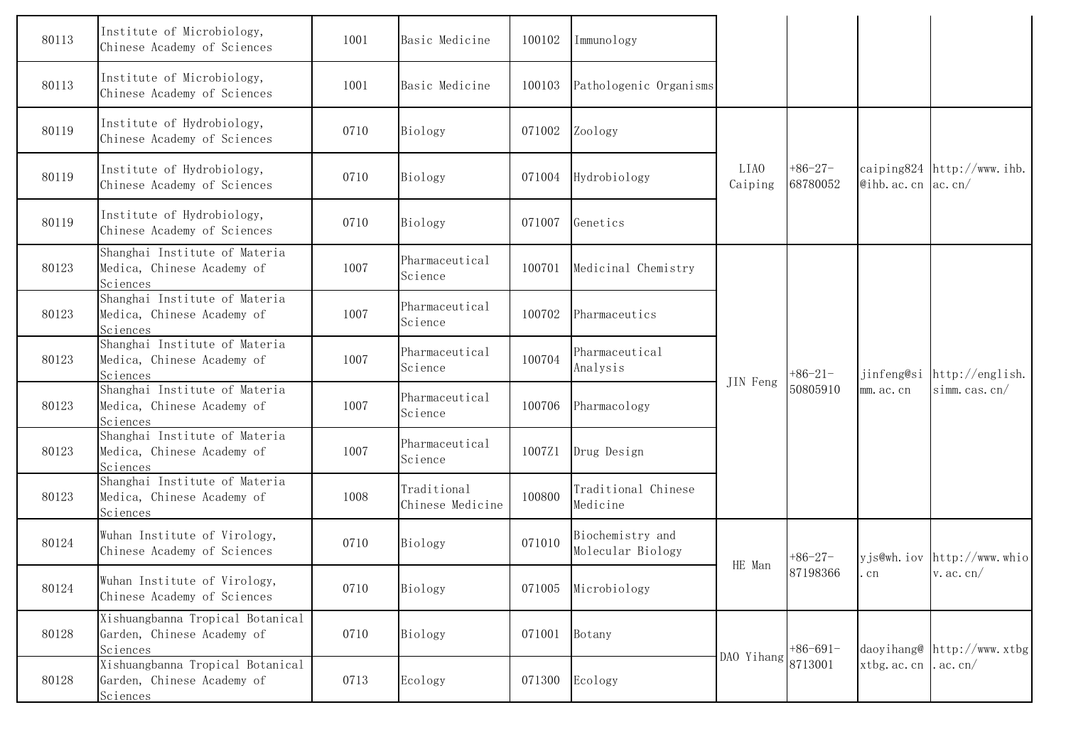| 80113 | Institute of Microbiology, Chinese Academy of Sciences | 1001 | Basic Medicine | 100102 | Immunology | | | | |
|---|---|---|---|---|---|---|---|---|---|
| 80113 | Institute of Microbiology, Chinese Academy of Sciences | 1001 | Basic Medicine | 100103 | Pathologenic Organisms | | | | |
| 80119 | Institute of Hydrobiology, Chinese Academy of Sciences | 0710 | Biology | 071002 | Zoology | LIAO Caiping | +86-27-68780052 | caiping824@ihb.ac.cn | http://www.ihb.ac.cn/ |
| 80119 | Institute of Hydrobiology, Chinese Academy of Sciences | 0710 | Biology | 071004 | Hydrobiology | | | | |
| 80119 | Institute of Hydrobiology, Chinese Academy of Sciences | 0710 | Biology | 071007 | Genetics | | | | |
| 80123 | Shanghai Institute of Materia Medica, Chinese Academy of Sciences | 1007 | Pharmaceutical Science | 100701 | Medicinal Chemistry | JIN Feng | +86-21-50805910 | jinfeng@simm.ac.cn | http://english.simm.cas.cn/ |
| 80123 | Shanghai Institute of Materia Medica, Chinese Academy of Sciences | 1007 | Pharmaceutical Science | 100702 | Pharmaceutics | | | | |
| 80123 | Shanghai Institute of Materia Medica, Chinese Academy of Sciences | 1007 | Pharmaceutical Science | 100704 | Pharmaceutical Analysis | | | | |
| 80123 | Shanghai Institute of Materia Medica, Chinese Academy of Sciences | 1007 | Pharmaceutical Science | 100706 | Pharmacology | | | | |
| 80123 | Shanghai Institute of Materia Medica, Chinese Academy of Sciences | 1007 | Pharmaceutical Science | 1007Z1 | Drug Design | | | | |
| 80123 | Shanghai Institute of Materia Medica, Chinese Academy of Sciences | 1008 | Traditional Chinese Medicine | 100800 | Traditional Chinese Medicine | | | | |
| 80124 | Wuhan Institute of Virology, Chinese Academy of Sciences | 0710 | Biology | 071010 | Biochemistry and Molecular Biology | HE Man | +86-27-87198366 | yjs@wh.iov.cn | http://www.whiov.ac.cn/ |
| 80124 | Wuhan Institute of Virology, Chinese Academy of Sciences | 0710 | Biology | 071005 | Microbiology | | | | |
| 80128 | Xishuangbanna Tropical Botanical Garden, Chinese Academy of Sciences | 0710 | Biology | 071001 | Botany | DAO Yihang | +86-691-8713001 | daoyihang@xtbg.ac.cn | http://www.xtbg.ac.cn/ |
| 80128 | Xishuangbanna Tropical Botanical Garden, Chinese Academy of Sciences | 0713 | Ecology | 071300 | Ecology | | | | |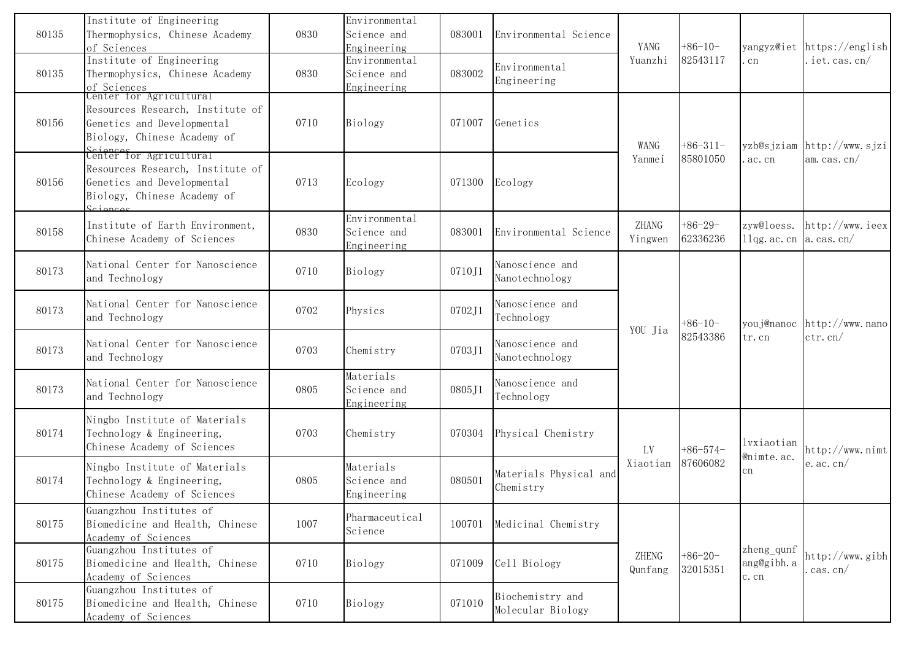| 80135 | Institute of Engineering Thermophysics, Chinese Academy of Sciences | 0830 | Environmental Science and Engineering | 083001 | Environmental Science | YANG Yuanzhi | +86-10-82543117 | yangyz@iet.cn | https://english.iet.cas.cn/ |
|---|---|---|---|---|---|---|---|---|---|
| 80135 | Institute of Engineering Thermophysics, Chinese Academy of Sciences | 0830 | Environmental Science and Engineering | 083002 | Environmental Engineering | | | | |
| 80156 | Center for Agricultural Resources Research, Institute of Genetics and Developmental Biology, Chinese Academy of Sciences | 0710 | Biology | 071007 | Genetics | WANG Yanmei | +86-311-85801050 | yzb@sjziam.ac.cn | http://www.sjziam.cas.cn/ |
| 80156 | Center for Agricultural Resources Research, Institute of Genetics and Developmental Biology, Chinese Academy of Sciences | 0713 | Ecology | 071300 | Ecology | | | | |
| 80158 | Institute of Earth Environment, Chinese Academy of Sciences | 0830 | Environmental Science and Engineering | 083001 | Environmental Science | ZHANG Yingwen | +86-29-62336236 | zyw@loess.llqg.ac.cn | http://www.ieexa.cas.cn/ |
| 80173 | National Center for Nanoscience and Technology | 0710 | Biology | 0710J1 | Nanoscience and Nanotechnology | YOU Jia | +86-10-82543386 | youj@nanoctr.cn | http://www.nanoctr.cn/ |
| 80173 | National Center for Nanoscience and Technology | 0702 | Physics | 0702J1 | Nanoscience and Technology | | | | |
| 80173 | National Center for Nanoscience and Technology | 0703 | Chemistry | 0703J1 | Nanoscience and Nanotechnology | | | | |
| 80173 | National Center for Nanoscience and Technology | 0805 | Materials Science and Engineering | 0805J1 | Nanoscience and Technology | | | | |
| 80174 | Ningbo Institute of Materials Technology & Engineering, Chinese Academy of Sciences | 0703 | Chemistry | 070304 | Physical Chemistry | LV Xiaotian | +86-574-87606082 | lvxiaotian@nimte.ac.cn | http://www.nimte.ac.cn/ |
| 80174 | Ningbo Institute of Materials Technology & Engineering, Chinese Academy of Sciences | 0805 | Materials Science and Engineering | 080501 | Materials Physical and Chemistry | | | | |
| 80175 | Guangzhou Institutes of Biomedicine and Health, Chinese Academy of Sciences | 1007 | Pharmaceutical Science | 100701 | Medicinal Chemistry | ZHENG Qunfang | +86-20-32015351 | zheng_qunfang@gibh.ac.cn | http://www.gibh.cas.cn/ |
| 80175 | Guangzhou Institutes of Biomedicine and Health, Chinese Academy of Sciences | 0710 | Biology | 071009 | Cell Biology | | | | |
| 80175 | Guangzhou Institutes of Biomedicine and Health, Chinese Academy of Sciences | 0710 | Biology | 071010 | Biochemistry and Molecular Biology | | | | |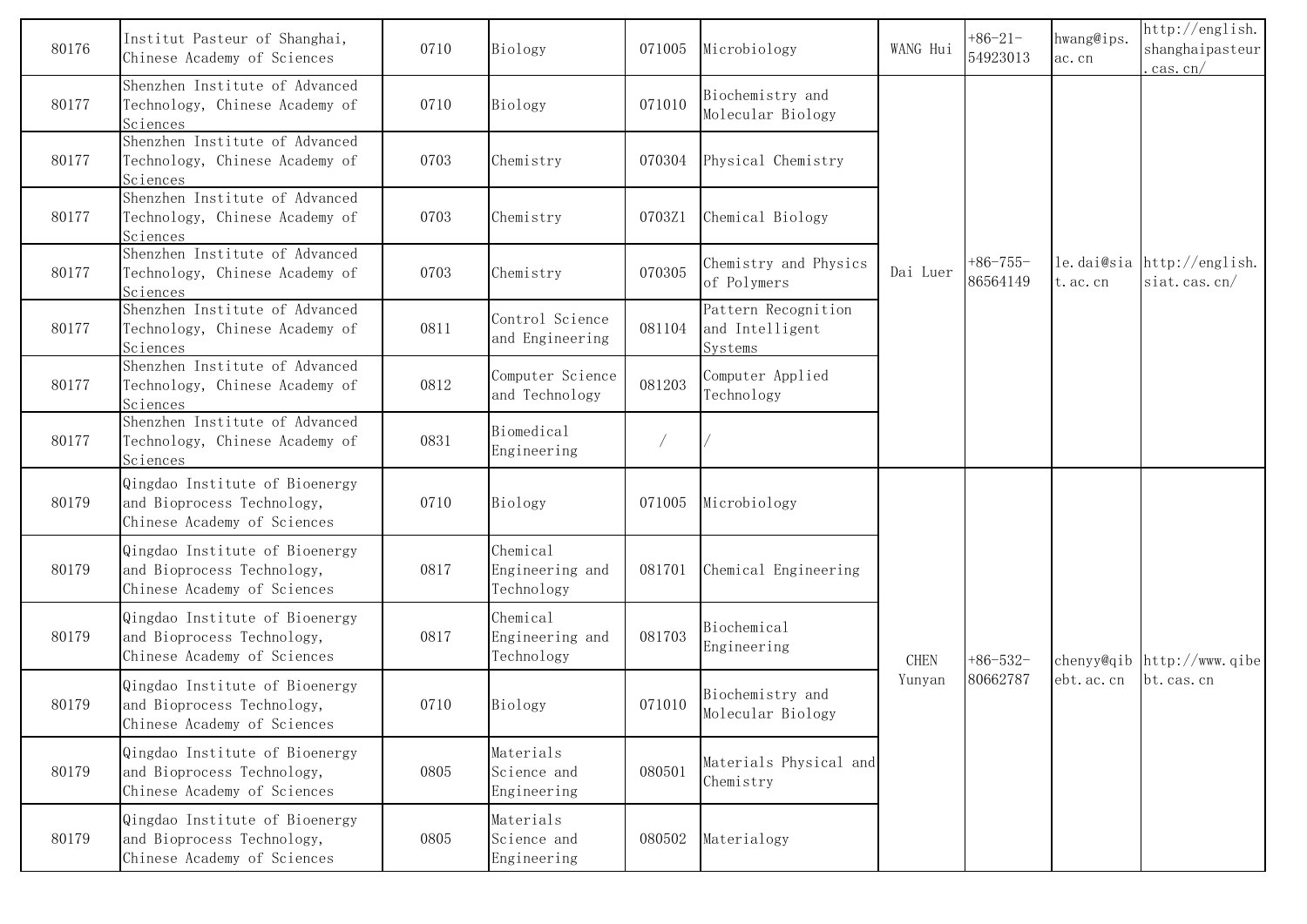| 80176 | Institut Pasteur of Shanghai, Chinese Academy of Sciences | 0710 | Biology | 071005 | Microbiology | WANG Hui | +86-21-54923013 | hwang@ips.ac.cn | http://english.shanghaipasteur.cas.cn/ |
|---|---|---|---|---|---|---|---|---|---|
| 80177 | Shenzhen Institute of Advanced Technology, Chinese Academy of Sciences | 0710 | Biology | 071010 | Biochemistry and Molecular Biology | Dai Luer | +86-755-86564149 | le.dai@siat.ac.cn | http://english.siat.cas.cn/ |
| 80177 | Shenzhen Institute of Advanced Technology, Chinese Academy of Sciences | 0703 | Chemistry | 070304 | Physical Chemistry | | | | |
| 80177 | Shenzhen Institute of Advanced Technology, Chinese Academy of Sciences | 0703 | Chemistry | 0703Z1 | Chemical Biology | | | | |
| 80177 | Shenzhen Institute of Advanced Technology, Chinese Academy of Sciences | 0703 | Chemistry | 070305 | Chemistry and Physics of Polymers | | | | |
| 80177 | Shenzhen Institute of Advanced Technology, Chinese Academy of Sciences | 0811 | Control Science and Engineering | 081104 | Pattern Recognition and Intelligent Systems | | | | |
| 80177 | Shenzhen Institute of Advanced Technology, Chinese Academy of Sciences | 0812 | Computer Science and Technology | 081203 | Computer Applied Technology | | | | |
| 80177 | Shenzhen Institute of Advanced Technology, Chinese Academy of Sciences | 0831 | Biomedical Engineering | / | / | | | | |
| 80179 | Qingdao Institute of Bioenergy and Bioprocess Technology, Chinese Academy of Sciences | 0710 | Biology | 071005 | Microbiology | CHEN Yunyan | +86-532-80662787 | chenyy@qibebt.ac.cn | http://www.qibebt.cas.cn |
| 80179 | Qingdao Institute of Bioenergy and Bioprocess Technology, Chinese Academy of Sciences | 0817 | Chemical Engineering and Technology | 081701 | Chemical Engineering | | | | |
| 80179 | Qingdao Institute of Bioenergy and Bioprocess Technology, Chinese Academy of Sciences | 0817 | Chemical Engineering and Technology | 081703 | Biochemical Engineering | | | | |
| 80179 | Qingdao Institute of Bioenergy and Bioprocess Technology, Chinese Academy of Sciences | 0710 | Biology | 071010 | Biochemistry and Molecular Biology | | | | |
| 80179 | Qingdao Institute of Bioenergy and Bioprocess Technology, Chinese Academy of Sciences | 0805 | Materials Science and Engineering | 080501 | Materials Physical and Chemistry | | | | |
| 80179 | Qingdao Institute of Bioenergy and Bioprocess Technology, Chinese Academy of Sciences | 0805 | Materials Science and Engineering | 080502 | Materialogy | | | | |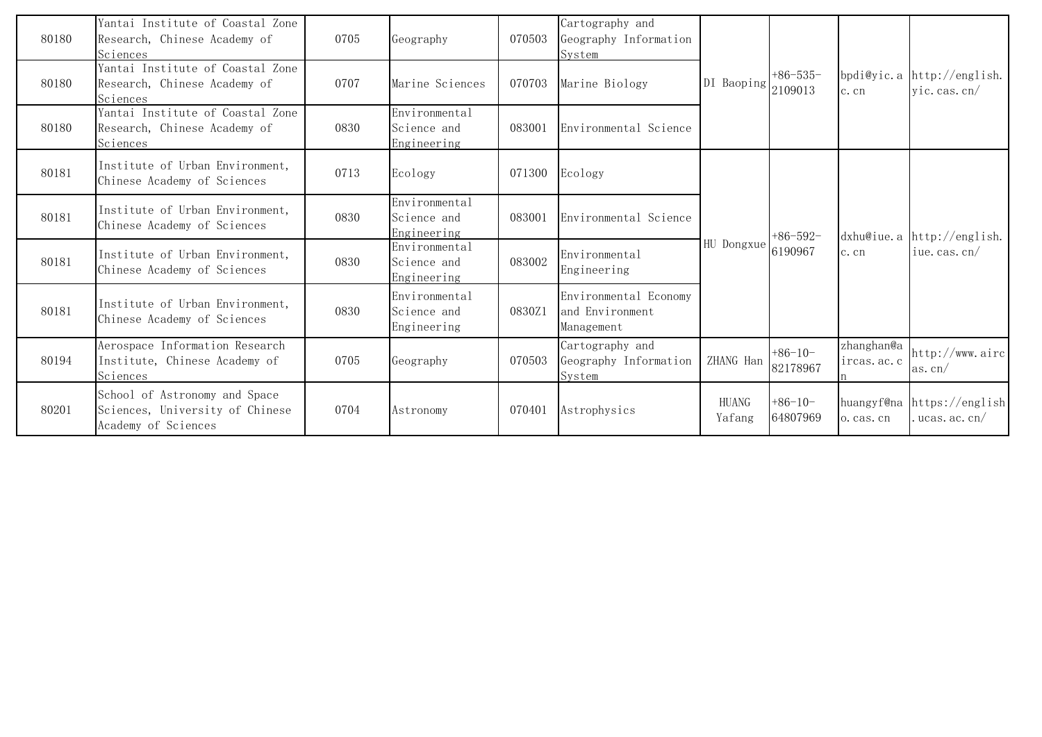| | | | | | | | | | |
|---|---|---|---|---|---|---|---|---|---|
| 80180 | Yantai Institute of Coastal Zone Research, Chinese Academy of Sciences | 0705 | Geography | 070503 | Cartography and Geography Information System | DI Baoping | +86-535-2109013 | bpdi@yic.ac.cn | http://english.yic.cas.cn/ |
| 80180 | Yantai Institute of Coastal Zone Research, Chinese Academy of Sciences | 0707 | Marine Sciences | 070703 | Marine Biology | | | | |
| 80180 | Yantai Institute of Coastal Zone Research, Chinese Academy of Sciences | 0830 | Environmental Science and Engineering | 083001 | Environmental Science | | | | |
| 80181 | Institute of Urban Environment, Chinese Academy of Sciences | 0713 | Ecology | 071300 | Ecology | HU Dongxue | +86-592-6190967 | dxhu@iue.ac.cn | http://english.iue.cas.cn/ |
| 80181 | Institute of Urban Environment, Chinese Academy of Sciences | 0830 | Environmental Science and Engineering | 083001 | Environmental Science | | | | |
| 80181 | Institute of Urban Environment, Chinese Academy of Sciences | 0830 | Environmental Science and Engineering | 083002 | Environmental Engineering | | | | |
| 80181 | Institute of Urban Environment, Chinese Academy of Sciences | 0830 | Environmental Science and Engineering | 0830Z1 | Environmental Economy and Environment Management | | | | |
| 80194 | Aerospace Information Research Institute, Chinese Academy of Sciences | 0705 | Geography | 070503 | Cartography and Geography Information System | ZHANG Han | +86-10-82178967 | zhanghan@aircas.ac.cn | http://www.aircas.cn/ |
| 80201 | School of Astronomy and Space Sciences, University of Chinese Academy of Sciences | 0704 | Astronomy | 070401 | Astrophysics | HUANG Yafang | +86-10-64807969 | huangyf@nao.cas.cn | https://english.ucas.ac.cn/ |